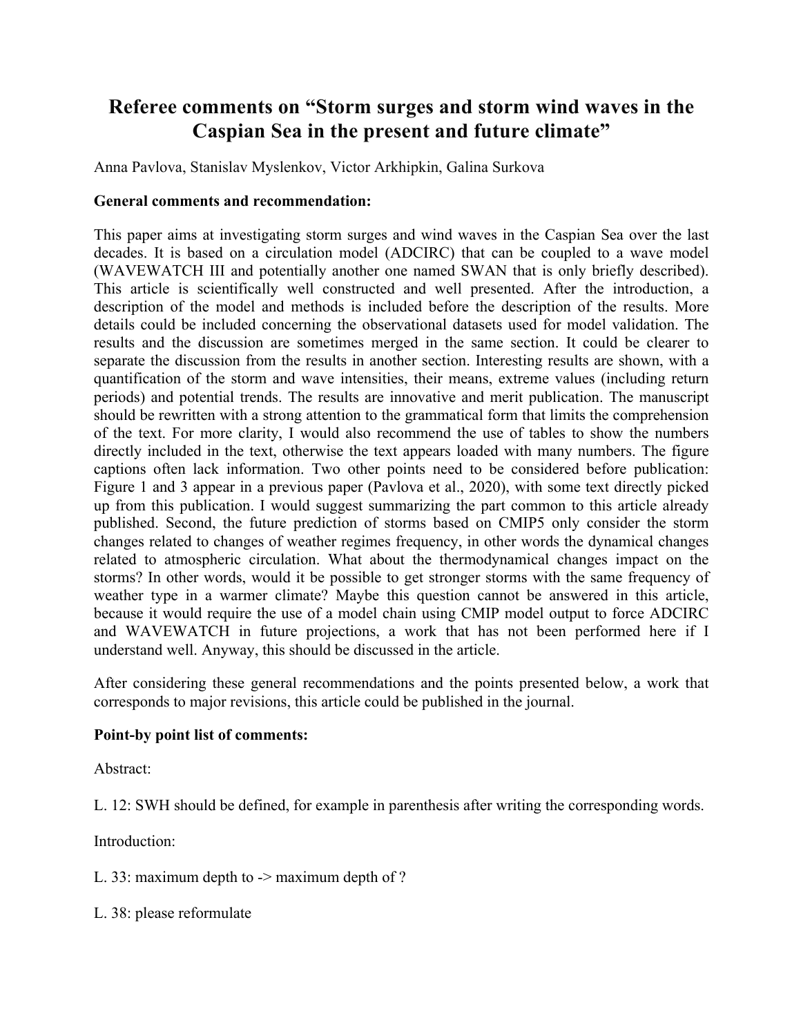# Referee comments on "Storm surges and storm wind waves in the Caspian Sea in the present and future climate"

Anna Pavlova, Stanislav Myslenkov, Victor Arkhipkin, Galina Surkova

**General comments and recommendation:**

This paper aims at investigating storm surges and wind waves in the Caspian Sea over the last decades. It is based on a circulation model (ADCIRC) that can be coupled to a wave model (WAVEWATCH III and potentially another one named SWAN that is only briefly described). This article is scientifically well constructed and well presented. After the introduction, a description of the model and methods is included before the description of the results. More details could be included concerning the observational datasets used for model validation. The results and the discussion are sometimes merged in the same section. It could be clearer to separate the discussion from the results in another section. Interesting results are shown, with a quantification of the storm and wave intensities, their means, extreme values (including return periods) and potential trends. The results are innovative and merit publication. The manuscript should be rewritten with a strong attention to the grammatical form that limits the comprehension of the text. For more clarity, I would also recommend the use of tables to show the numbers directly included in the text, otherwise the text appears loaded with many numbers. The figure captions often lack information. Two other points need to be considered before publication: Figure 1 and 3 appear in a previous paper (Pavlova et al., 2020), with some text directly picked up from this publication. I would suggest summarizing the part common to this article already published. Second, the future prediction of storms based on CMIP5 only consider the storm changes related to changes of weather regimes frequency, in other words the dynamical changes related to atmospheric circulation. What about the thermodynamical changes impact on the storms? In other words, would it be possible to get stronger storms with the same frequency of weather type in a warmer climate? Maybe this question cannot be answered in this article, because it would require the use of a model chain using CMIP model output to force ADCIRC and WAVEWATCH in future projections, a work that has not been performed here if I understand well. Anyway, this should be discussed in the article.

After considering these general recommendations and the points presented below, a work that corresponds to major revisions, this article could be published in the journal.

**Point-by point list of comments:**

Abstract:

L. 12: SWH should be defined, for example in parenthesis after writing the corresponding words.

Introduction:

L. 33: maximum depth to -> maximum depth of ?

L. 38: please reformulate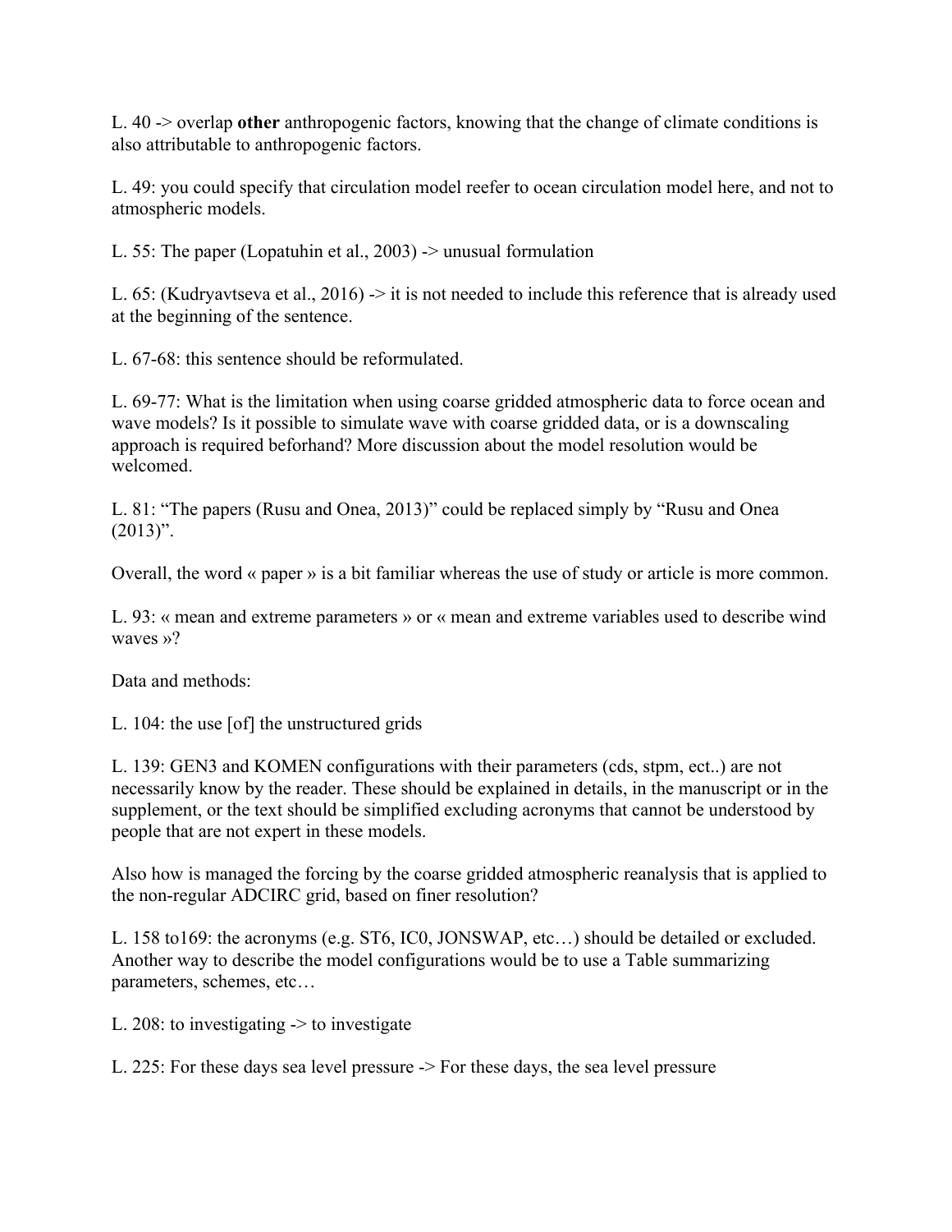L. 40 -> overlap **other** anthropogenic factors, knowing that the change of climate conditions is also attributable to anthropogenic factors.

L. 49: you could specify that circulation model reefer to ocean circulation model here, and not to atmospheric models.

L. 55: The paper (Lopatuhin et al., 2003) -> unusual formulation

L. 65: (Kudryavtseva et al., 2016) -> it is not needed to include this reference that is already used at the beginning of the sentence.

L. 67-68: this sentence should be reformulated.

L. 69-77: What is the limitation when using coarse gridded atmospheric data to force ocean and wave models? Is it possible to simulate wave with coarse gridded data, or is a downscaling approach is required beforhand? More discussion about the model resolution would be welcomed.

L. 81: "The papers (Rusu and Onea, 2013)" could be replaced simply by "Rusu and Onea (2013)".

Overall, the word « paper » is a bit familiar whereas the use of study or article is more common.

L. 93: « mean and extreme parameters » or « mean and extreme variables used to describe wind waves »?

Data and methods:

L. 104: the use [of] the unstructured grids

L. 139: GEN3 and KOMEN configurations with their parameters (cds, stpm, ect..) are not necessarily know by the reader. These should be explained in details, in the manuscript or in the supplement, or the text should be simplified excluding acronyms that cannot be understood by people that are not expert in these models.

Also how is managed the forcing by the coarse gridded atmospheric reanalysis that is applied to the non-regular ADCIRC grid, based on finer resolution?

L. 158 to169: the acronyms (e.g. ST6, IC0, JONSWAP, etc…) should be detailed or excluded. Another way to describe the model configurations would be to use a Table summarizing parameters, schemes, etc…

L. 208: to investigating -> to investigate

L. 225: For these days sea level pressure -> For these days, the sea level pressure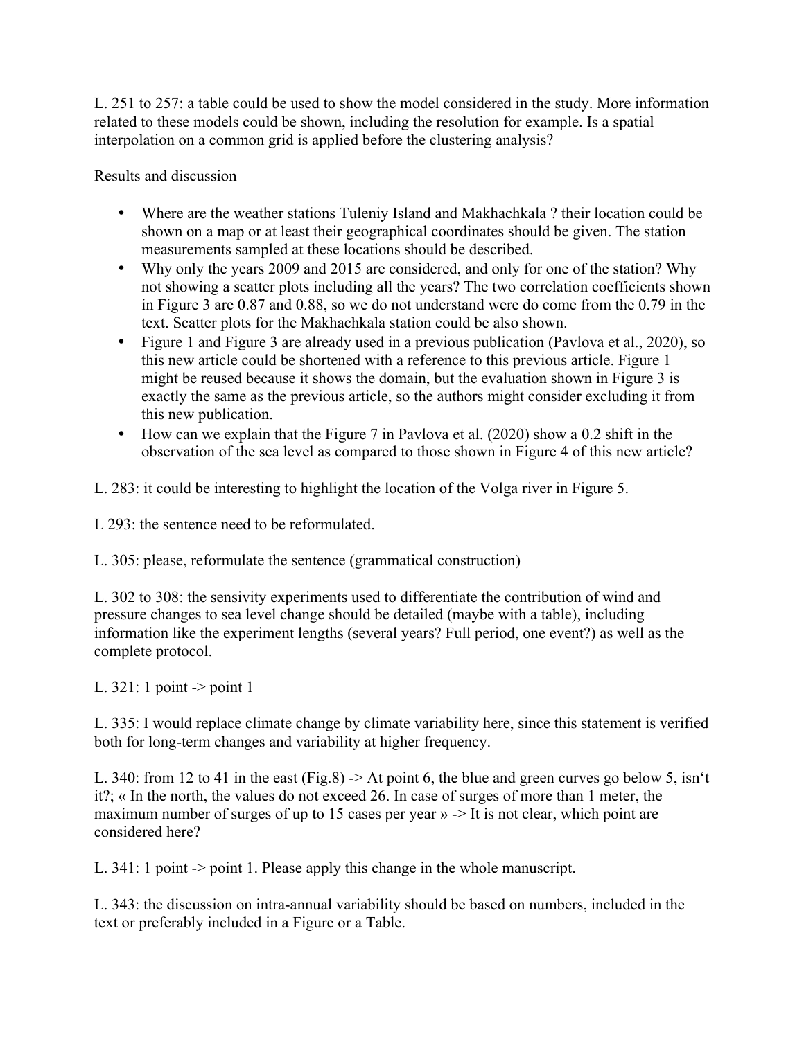L. 251 to 257: a table could be used to show the model considered in the study. More information related to these models could be shown, including the resolution for example. Is a spatial interpolation on a common grid is applied before the clustering analysis?

Results and discussion

- Where are the weather stations Tuleniy Island and Makhachkala ? their location could be shown on a map or at least their geographical coordinates should be given. The station measurements sampled at these locations should be described.
- Why only the years 2009 and 2015 are considered, and only for one of the station? Why not showing a scatter plots including all the years? The two correlation coefficients shown in Figure 3 are 0.87 and 0.88, so we do not understand were do come from the 0.79 in the text. Scatter plots for the Makhachkala station could be also shown.
- Figure 1 and Figure 3 are already used in a previous publication (Pavlova et al., 2020), so this new article could be shortened with a reference to this previous article. Figure 1 might be reused because it shows the domain, but the evaluation shown in Figure 3 is exactly the same as the previous article, so the authors might consider excluding it from this new publication.
- How can we explain that the Figure 7 in Pavlova et al. (2020) show a 0.2 shift in the observation of the sea level as compared to those shown in Figure 4 of this new article?

L. 283: it could be interesting to highlight the location of the Volga river in Figure 5.

L 293: the sentence need to be reformulated.

L. 305: please, reformulate the sentence (grammatical construction)

L. 302 to 308: the sensivity experiments used to differentiate the contribution of wind and pressure changes to sea level change should be detailed (maybe with a table), including information like the experiment lengths (several years? Full period, one event?) as well as the complete protocol.

L. 321: 1 point -> point 1

L. 335: I would replace climate change by climate variability here, since this statement is verified both for long-term changes and variability at higher frequency.

L. 340: from 12 to 41 in the east (Fig.8) -> At point 6, the blue and green curves go below 5, isn't it?; « In the north, the values do not exceed 26. In case of surges of more than 1 meter, the maximum number of surges of up to 15 cases per year » -> It is not clear, which point are considered here?

L. 341: 1 point -> point 1. Please apply this change in the whole manuscript.

L. 343: the discussion on intra-annual variability should be based on numbers, included in the text or preferably included in a Figure or a Table.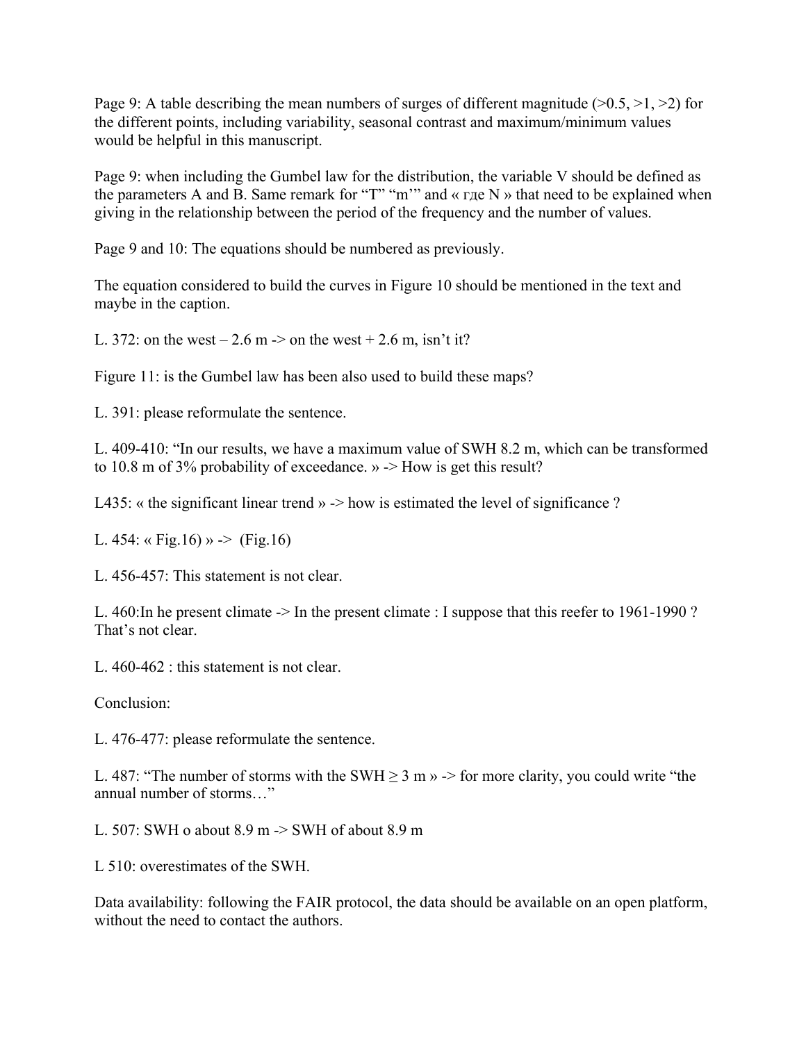Page 9: A table describing the mean numbers of surges of different magnitude (>0.5, >1, >2) for the different points, including variability, seasonal contrast and maximum/minimum values would be helpful in this manuscript.

Page 9: when including the Gumbel law for the distribution, the variable V should be defined as the parameters A and B. Same remark for "T" "m'" and « где N » that need to be explained when giving in the relationship between the period of the frequency and the number of values.

Page 9 and 10: The equations should be numbered as previously.

The equation considered to build the curves in Figure 10 should be mentioned in the text and maybe in the caption.

L. 372: on the west – 2.6 m -> on the west + 2.6 m, isn't it?

Figure 11: is the Gumbel law has been also used to build these maps?

L. 391: please reformulate the sentence.

L. 409-410: "In our results, we have a maximum value of SWH 8.2 m, which can be transformed to 10.8 m of 3% probability of exceedance. » -> How is get this result?

L435: « the significant linear trend » -> how is estimated the level of significance ?

L. 454: « Fig.16) » -> (Fig.16)

L. 456-457: This statement is not clear.

L. 460:In he present climate -> In the present climate : I suppose that this reefer to 1961-1990 ? That's not clear.

L. 460-462 : this statement is not clear.

Conclusion:

L. 476-477: please reformulate the sentence.

L. 487: "The number of storms with the SWH ≥ 3 m » -> for more clarity, you could write "the annual number of storms…"

L. 507: SWH o about 8.9 m -> SWH of about 8.9 m

L 510: overestimates of the SWH.

Data availability: following the FAIR protocol, the data should be available on an open platform, without the need to contact the authors.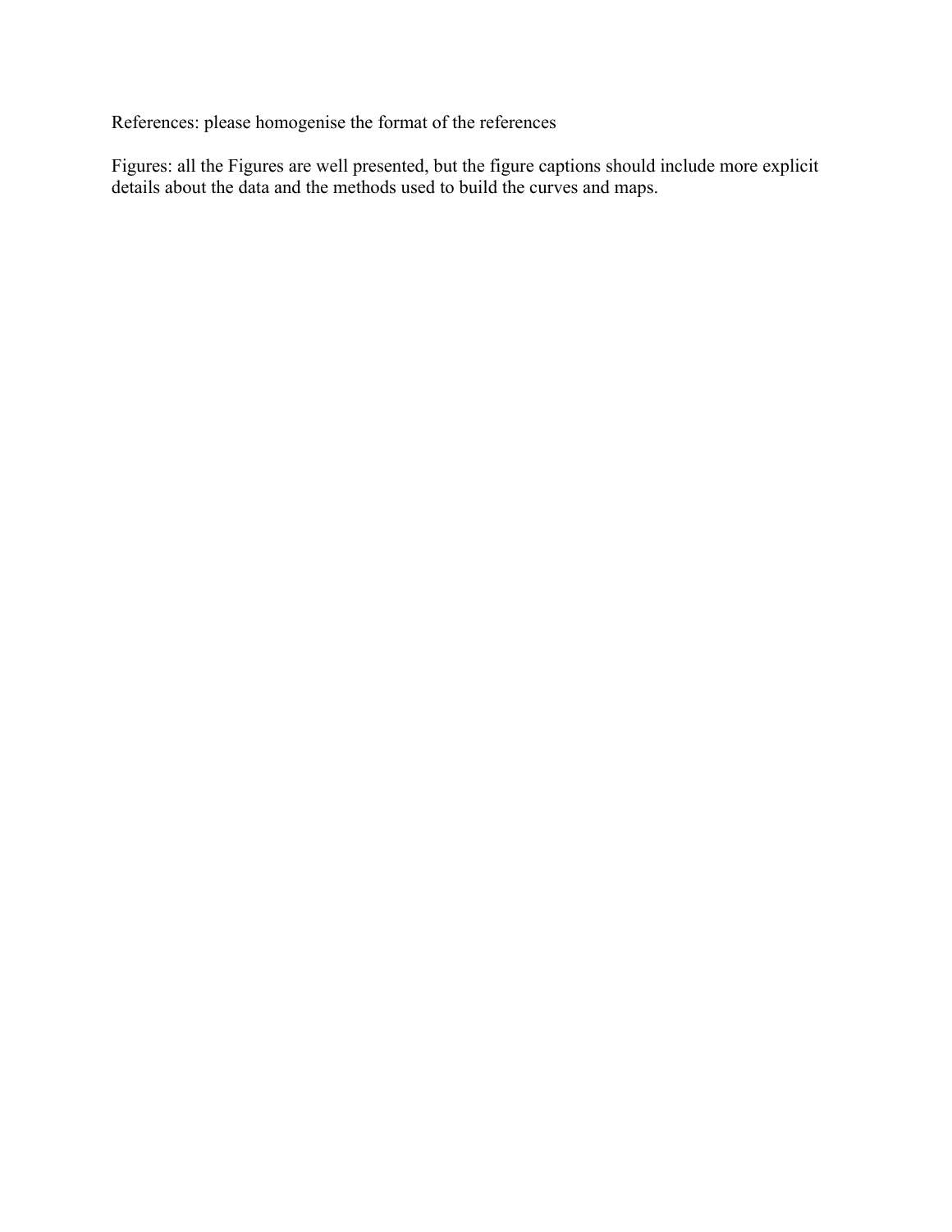References: please homogenise the format of the references

Figures: all the Figures are well presented, but the figure captions should include more explicit details about the data and the methods used to build the curves and maps.